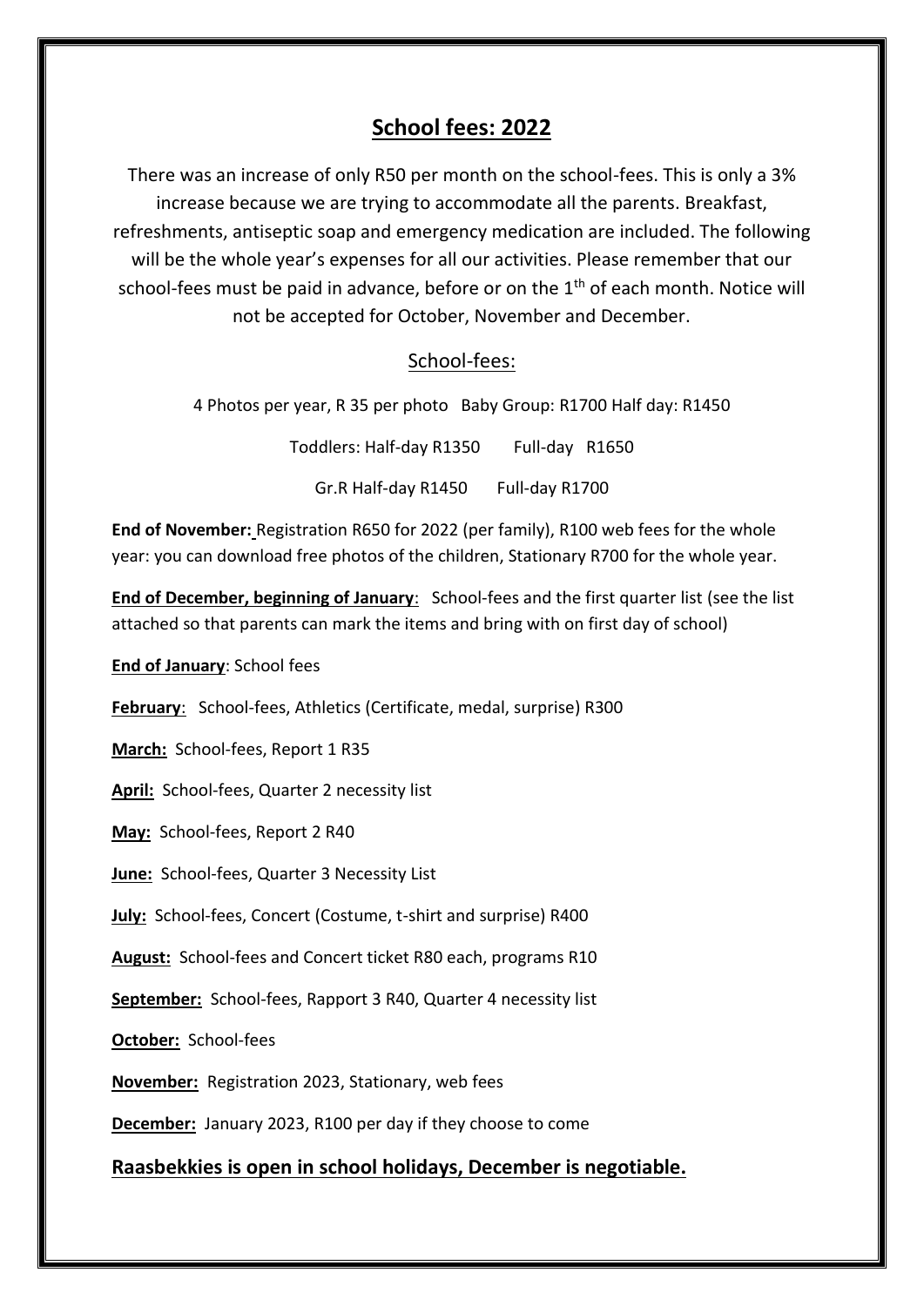# School fees: 2022

There was an increase of only R50 per month on the school-fees. This is only a 3% increase because we are trying to accommodate all the parents. Breakfast, refreshments, antiseptic soap and emergency medication are included. The following will be the whole year's expenses for all our activities. Please remember that our school-fees must be paid in advance, before or on the 1th of each month. Notice will not be accepted for October, November and December.

## School-fees:

4 Photos per year, R 35 per photo Baby Group: R1700 Half day: R1450

Toddlers: Half-day R1350 Full-day R1650

Gr.R Half-day R1450 Full-day R1700

**End of November:** Registration R650 for 2022 (per family), R100 web fees for the whole year: you can download free photos of the children, Stationary R700 for the whole year.

**End of December, beginning of January**: School-fees and the first quarter list (see the list attached so that parents can mark the items and bring with on first day of school)

**End of January**: School fees

**February**: School-fees, Athletics (Certificate, medal, surprise) R300

**March:** School-fees, Report 1 R35

**April:** School-fees, Quarter 2 necessity list

**May:** School-fees, Report 2 R40

**June:** School-fees, Quarter 3 Necessity List

**July:** School-fees, Concert (Costume, t-shirt and surprise) R400

**August:** School-fees and Concert ticket R80 each, programs R10

**September:** School-fees, Rapport 3 R40, Quarter 4 necessity list

**October:** School-fees

**November:** Registration 2023, Stationary, web fees

**December:** January 2023, R100 per day if they choose to come

**Raasbekkies is open in school holidays, December is negotiable.**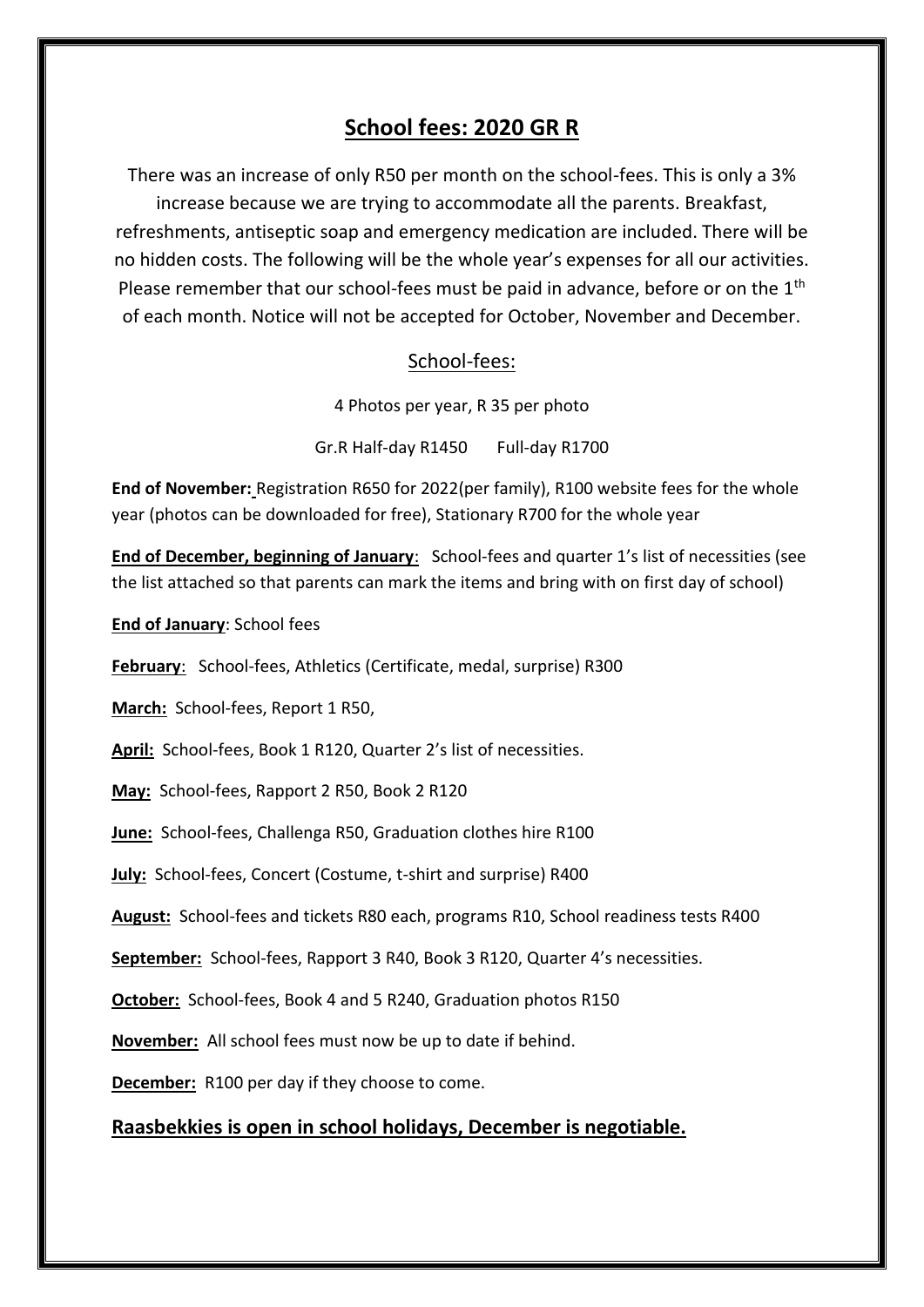# School fees: 2020 GR R

There was an increase of only R50 per month on the school-fees. This is only a 3% increase because we are trying to accommodate all the parents. Breakfast, refreshments, antiseptic soap and emergency medication are included. There will be no hidden costs. The following will be the whole year's expenses for all our activities. Please remember that our school-fees must be paid in advance, before or on the 1th of each month. Notice will not be accepted for October, November and December.

## School-fees:

4 Photos per year, R 35 per photo

Gr.R Half-day R1450 Full-day R1700

**End of November:** Registration R650 for 2022(per family), R100 website fees for the whole year (photos can be downloaded for free), Stationary R700 for the whole year

**End of December, beginning of January**: School-fees and quarter 1's list of necessities (see the list attached so that parents can mark the items and bring with on first day of school)

**End of January**: School fees

**February**: School-fees, Athletics (Certificate, medal, surprise) R300

**March:** School-fees, Report 1 R50,

**April:** School-fees, Book 1 R120, Quarter 2's list of necessities.

**May:** School-fees, Rapport 2 R50, Book 2 R120

**June:** School-fees, Challenga R50, Graduation clothes hire R100

**July:** School-fees, Concert (Costume, t-shirt and surprise) R400

**August:** School-fees and tickets R80 each, programs R10, School readiness tests R400

**September:** School-fees, Rapport 3 R40, Book 3 R120, Quarter 4's necessities.

**October:** School-fees, Book 4 and 5 R240, Graduation photos R150

**November:** All school fees must now be up to date if behind.

**December:** R100 per day if they choose to come.

**Raasbekkies is open in school holidays, December is negotiable.**